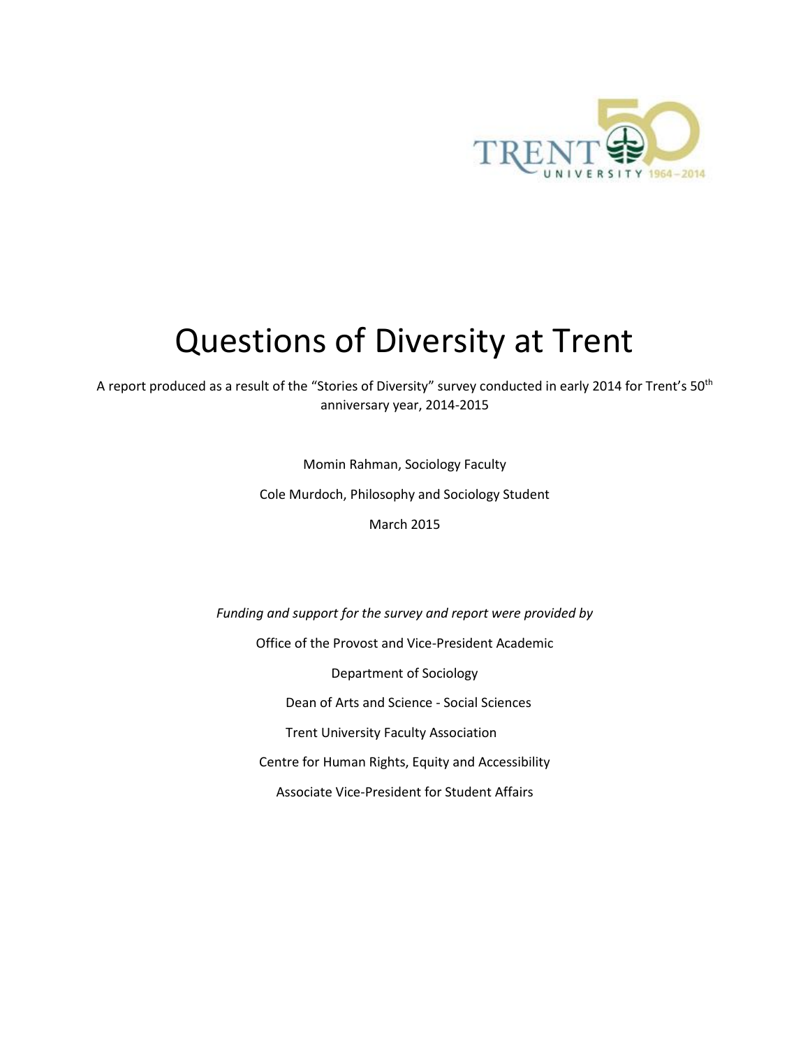# Questions of Diversity at Trent

A report produced as a result of the "Stories of Diversity" survey conducted in early 2014 for Trent's 50th anniversary year, 2014-2015

Momin Rahman, Sociology Faculty

Cole Murdoch, Philosophy and Sociology Student

March 2015

*Funding and support for the survey and report were provided by*

Office of the Provost and Vice-President Academic

Department of Sociology

Dean of Arts and Science - Social Sciences

Trent University Faculty Association

Centre for Human Rights, Equity and Accessibility

Associate Vice-President for Student Affairs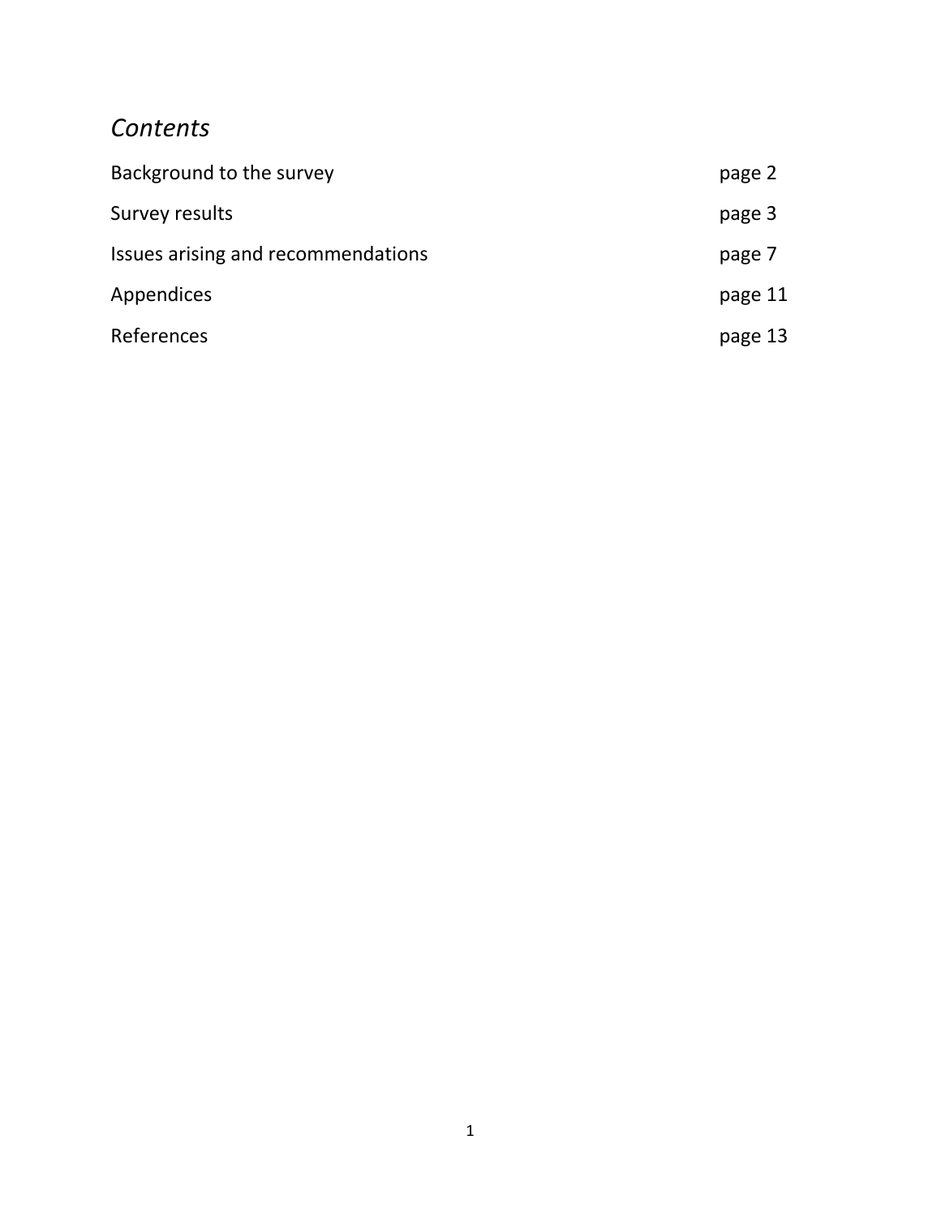## *Contents*

| | |
|---|---|
| Background to the survey | page 2 |
| Survey results | page 3 |
| Issues arising and recommendations | page 7 |
| Appendices | page 11 |
| References | page 13 |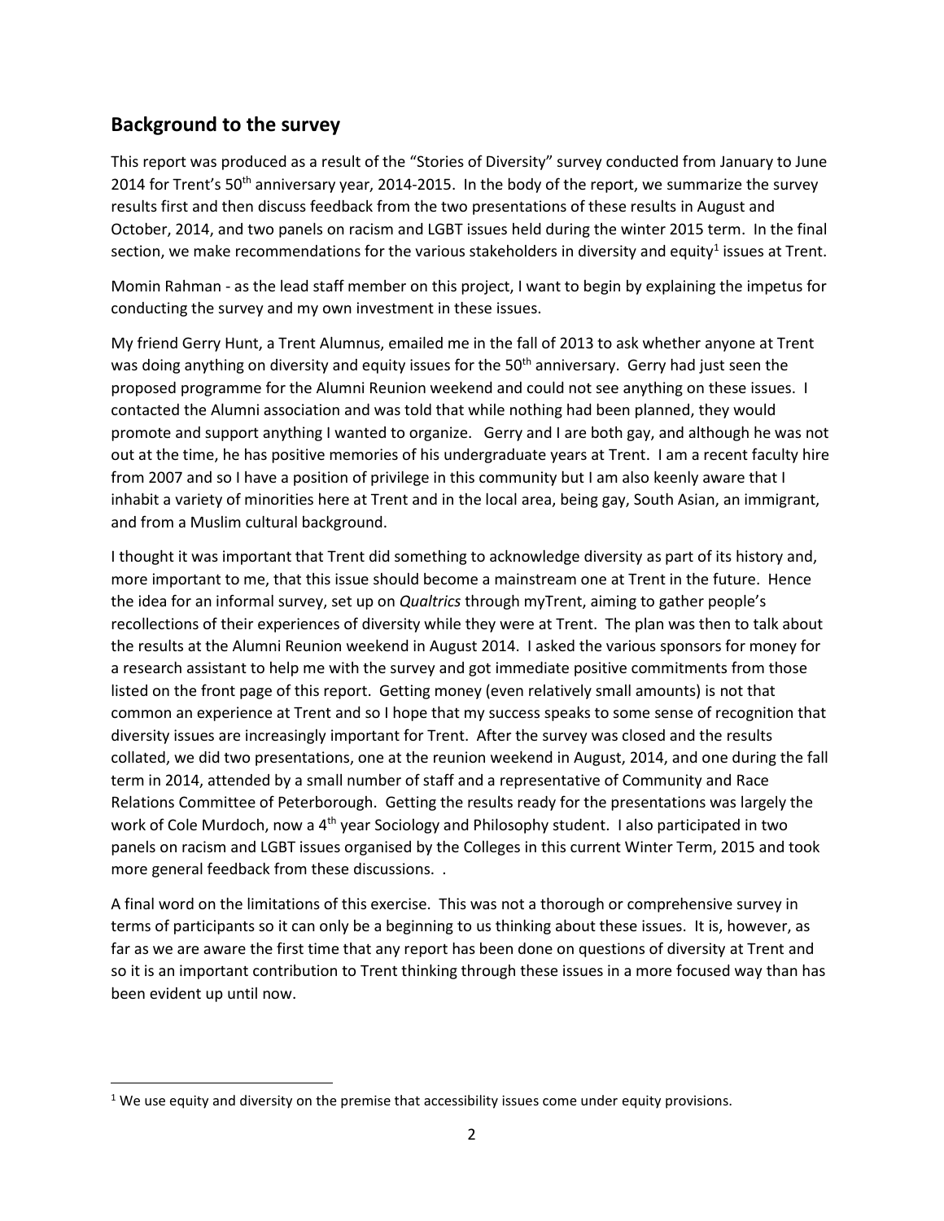## Background to the survey

This report was produced as a result of the "Stories of Diversity" survey conducted from January to June 2014 for Trent's 50th anniversary year, 2014-2015. In the body of the report, we summarize the survey results first and then discuss feedback from the two presentations of these results in August and October, 2014, and two panels on racism and LGBT issues held during the winter 2015 term. In the final section, we make recommendations for the various stakeholders in diversity and equity[1] issues at Trent.

Momin Rahman - as the lead staff member on this project, I want to begin by explaining the impetus for conducting the survey and my own investment in these issues.

My friend Gerry Hunt, a Trent Alumnus, emailed me in the fall of 2013 to ask whether anyone at Trent was doing anything on diversity and equity issues for the 50th anniversary. Gerry had just seen the proposed programme for the Alumni Reunion weekend and could not see anything on these issues. I contacted the Alumni association and was told that while nothing had been planned, they would promote and support anything I wanted to organize. Gerry and I are both gay, and although he was not out at the time, he has positive memories of his undergraduate years at Trent. I am a recent faculty hire from 2007 and so I have a position of privilege in this community but I am also keenly aware that I inhabit a variety of minorities here at Trent and in the local area, being gay, South Asian, an immigrant, and from a Muslim cultural background.

I thought it was important that Trent did something to acknowledge diversity as part of its history and, more important to me, that this issue should become a mainstream one at Trent in the future. Hence the idea for an informal survey, set up on *Qualtrics* through myTrent, aiming to gather people's recollections of their experiences of diversity while they were at Trent. The plan was then to talk about the results at the Alumni Reunion weekend in August 2014. I asked the various sponsors for money for a research assistant to help me with the survey and got immediate positive commitments from those listed on the front page of this report. Getting money (even relatively small amounts) is not that common an experience at Trent and so I hope that my success speaks to some sense of recognition that diversity issues are increasingly important for Trent. After the survey was closed and the results collated, we did two presentations, one at the reunion weekend in August, 2014, and one during the fall term in 2014, attended by a small number of staff and a representative of Community and Race Relations Committee of Peterborough. Getting the results ready for the presentations was largely the work of Cole Murdoch, now a 4th year Sociology and Philosophy student. I also participated in two panels on racism and LGBT issues organised by the Colleges in this current Winter Term, 2015 and took more general feedback from these discussions. .

A final word on the limitations of this exercise. This was not a thorough or comprehensive survey in terms of participants so it can only be a beginning to us thinking about these issues. It is, however, as far as we are aware the first time that any report has been done on questions of diversity at Trent and so it is an important contribution to Trent thinking through these issues in a more focused way than has been evident up until now.

[1] We use equity and diversity on the premise that accessibility issues come under equity provisions.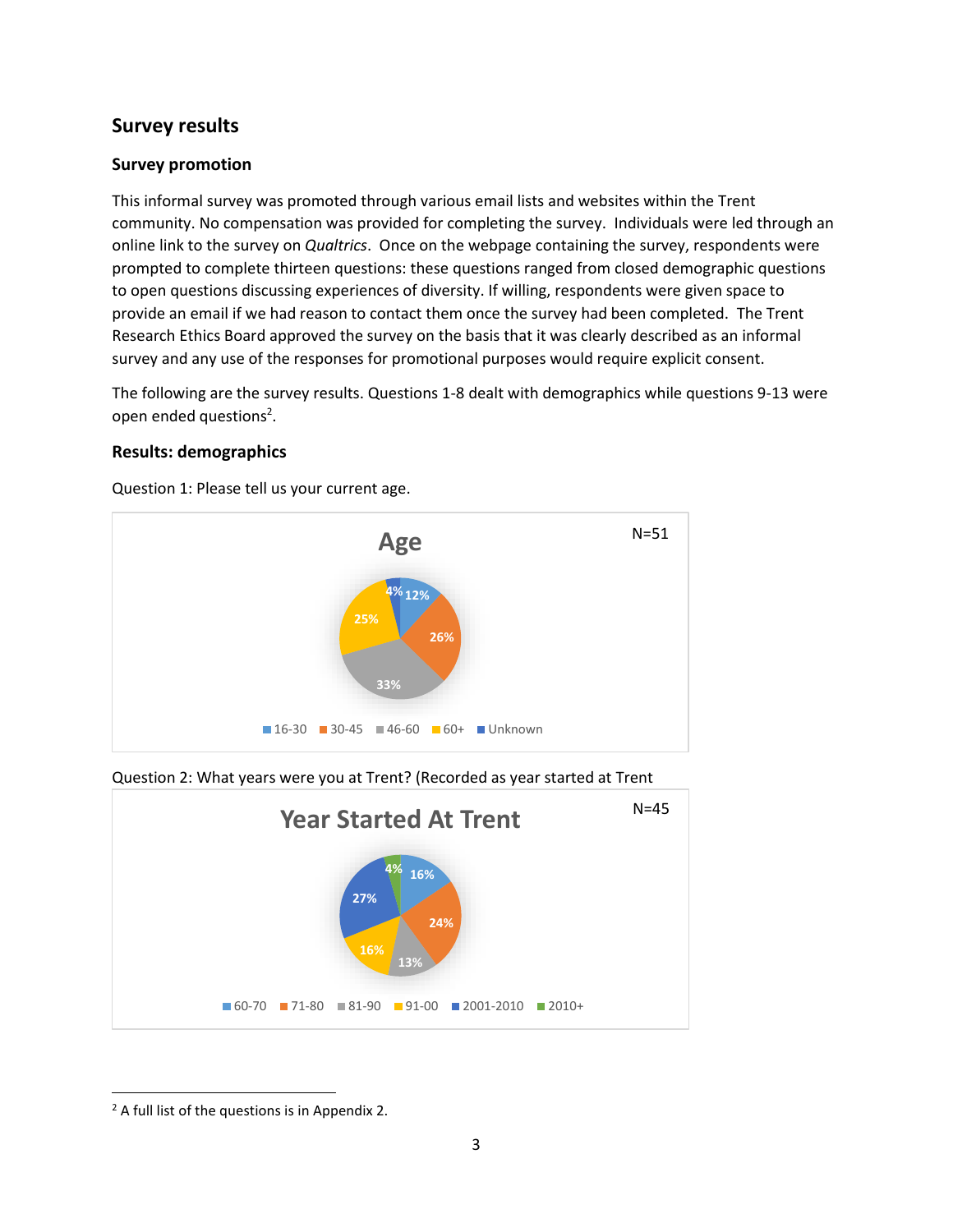## Survey results

### Survey promotion

This informal survey was promoted through various email lists and websites within the Trent community. No compensation was provided for completing the survey. Individuals were led through an online link to the survey on *Qualtrics*. Once on the webpage containing the survey, respondents were prompted to complete thirteen questions: these questions ranged from closed demographic questions to open questions discussing experiences of diversity. If willing, respondents were given space to provide an email if we had reason to contact them once the survey had been completed. The Trent Research Ethics Board approved the survey on the basis that it was clearly described as an informal survey and any use of the responses for promotional purposes would require explicit consent.

The following are the survey results. Questions 1-8 dealt with demographics while questions 9-13 were open ended questions[2].

### Results: demographics

Question 1: Please tell us your current age.

**Age** (N=51)

| Age | Percentage |
|---|---|
| 16-30 | 12% |
| 30-45 | 26% |
| 46-60 | 33% |
| 60+ | 25% |
| Unknown | 4% |

Question 2: What years were you at Trent? (Recorded as year started at Trent

**Year Started At Trent** (N=45)

| Year Started | Percentage |
|---|---|
| 60-70 | 16% |
| 71-80 | 24% |
| 81-90 | 13% |
| 91-00 | 16% |
| 2001-2010 | 27% |
| 2010+ | 4% |

[2] A full list of the questions is in Appendix 2.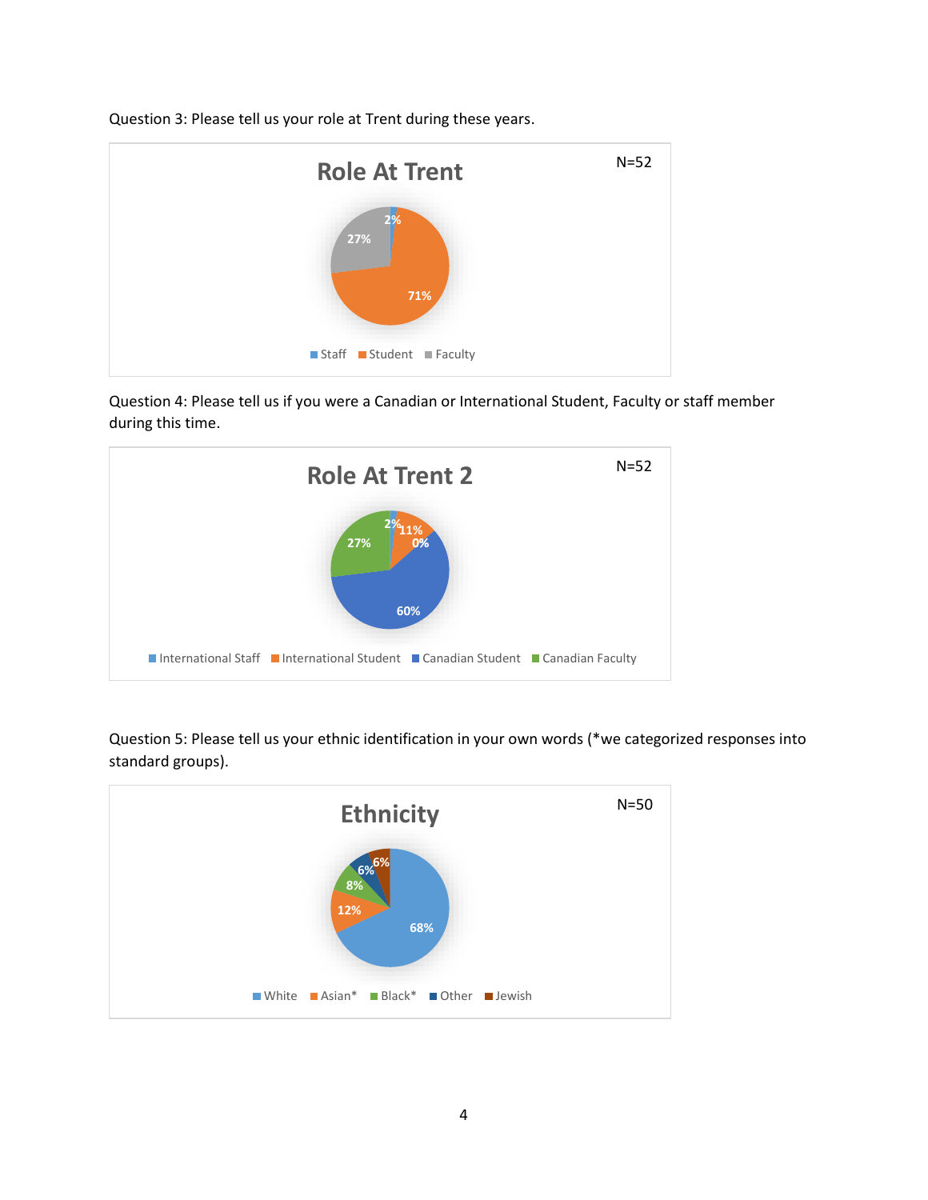Question 3: Please tell us your role at Trent during these years.

**Role At Trent**

N=52

| Role | Percentage |
|---|---|
| Staff | 2% |
| Student | 71% |
| Faculty | 27% |

Question 4: Please tell us if you were a Canadian or International Student, Faculty or staff member during this time.

**Role At Trent 2**

N=52

| Role | Percentage |
|---|---|
| International Staff | 2% |
| International Student | 11% |
| Canadian Student | 60% |
| Canadian Faculty | 27% |
| | 0% |

Question 5: Please tell us your ethnic identification in your own words (*we categorized responses into standard groups).

**Ethnicity**

N=50

| Ethnicity | Percentage |
|---|---|
| White | 68% |
| Asian* | 12% |
| Black* | 8% |
| Other | 6% |
| Jewish | 6% |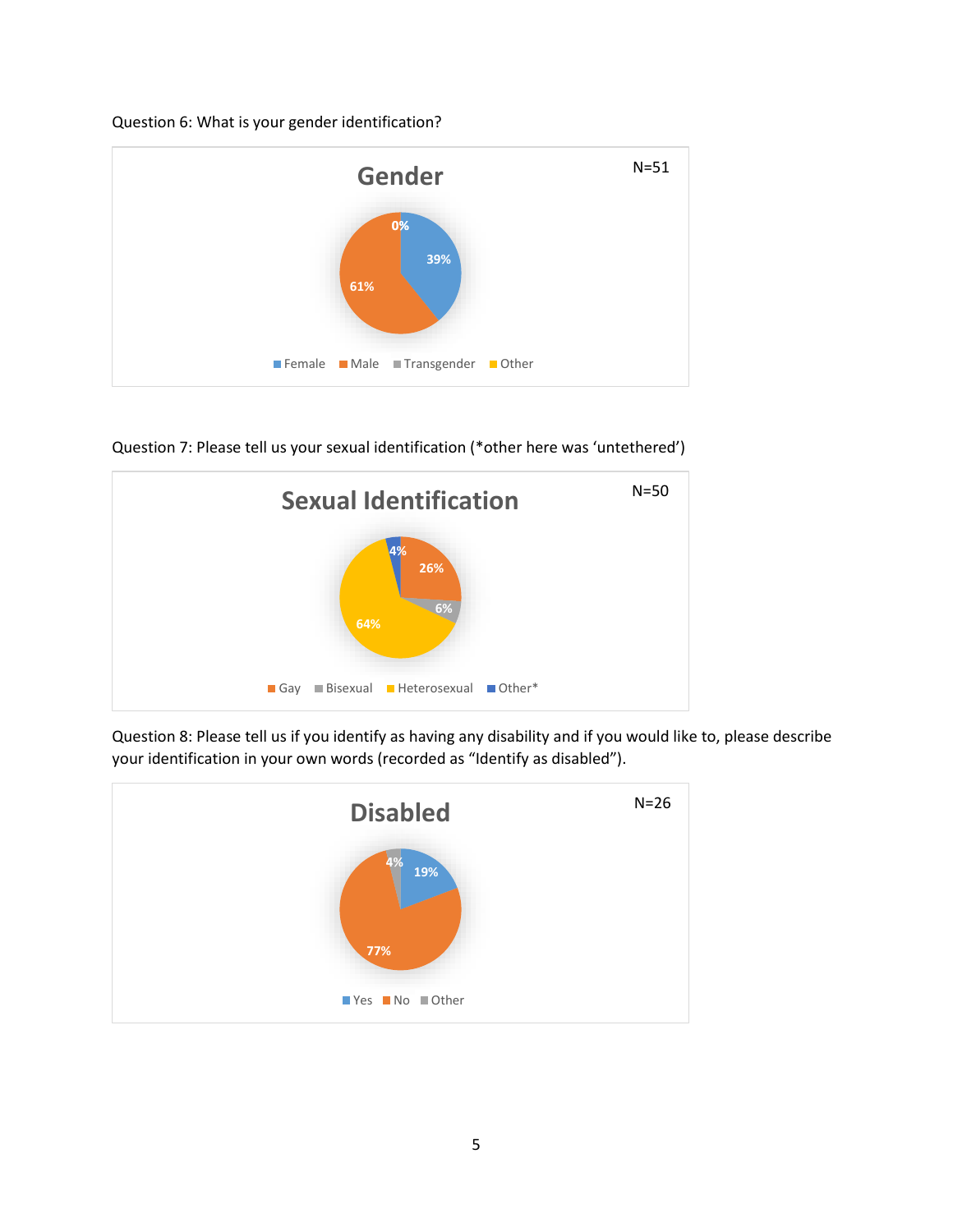Question 6: What is your gender identification?

**Gender**

N=51

| Female | Male | Transgender | Other |
|---|---|---|---|
| 39% | 61% | 0% | |

Question 7: Please tell us your sexual identification (*other here was 'untethered')

**Sexual Identification**

N=50

| Gay | Bisexual | Heterosexual | Other* |
|---|---|---|---|
| 26% | 6% | 64% | 4% |

Question 8: Please tell us if you identify as having any disability and if you would like to, please describe your identification in your own words (recorded as "Identify as disabled").

**Disabled**

N=26

| Yes | No | Other |
|---|---|---|
| 19% | 77% | 4% |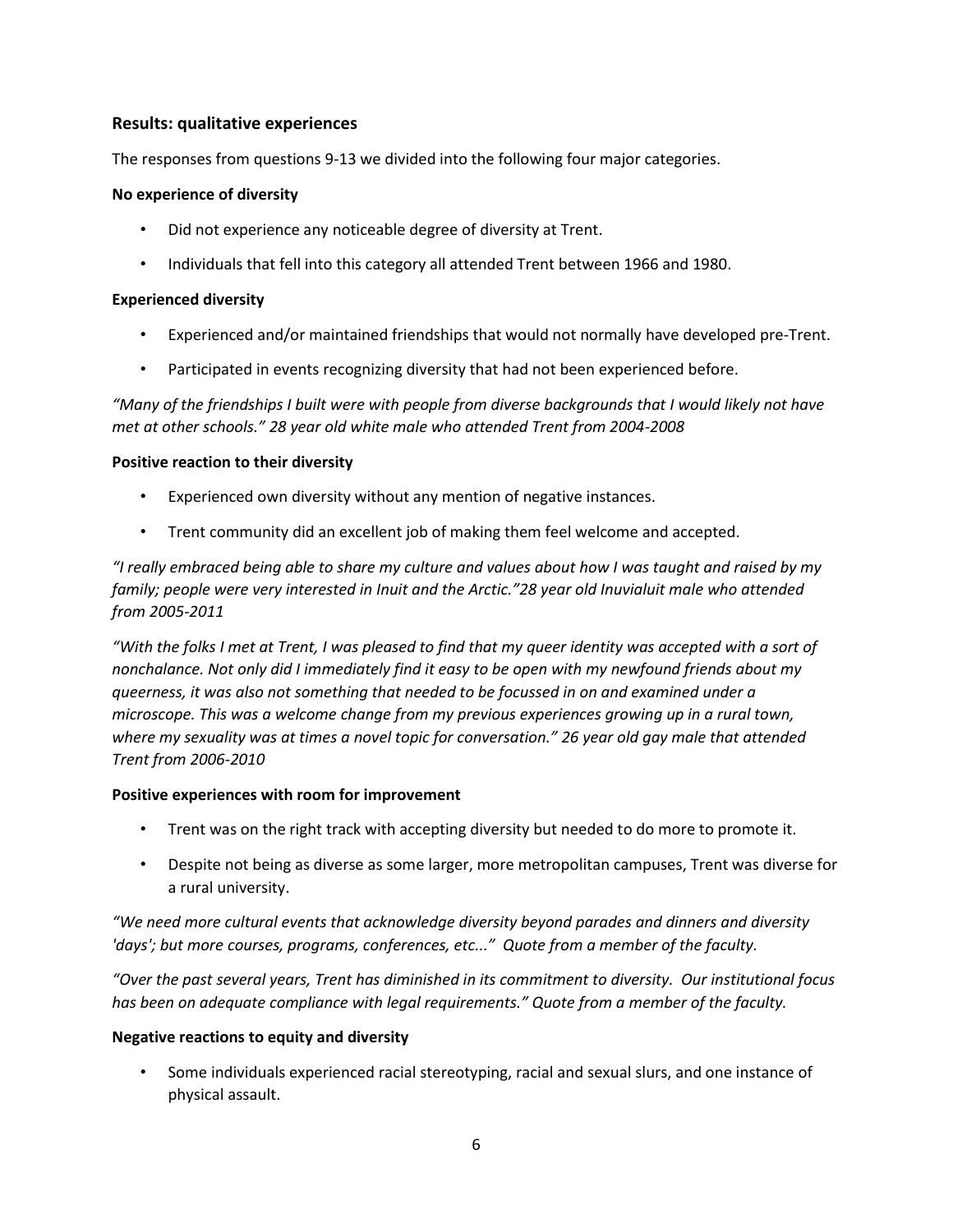## Results: qualitative experiences

The responses from questions 9-13 we divided into the following four major categories.

### No experience of diversity

- Did not experience any noticeable degree of diversity at Trent.
- Individuals that fell into this category all attended Trent between 1966 and 1980.

### Experienced diversity

- Experienced and/or maintained friendships that would not normally have developed pre-Trent.
- Participated in events recognizing diversity that had not been experienced before.

*"Many of the friendships I built were with people from diverse backgrounds that I would likely not have met at other schools." 28 year old white male who attended Trent from 2004-2008*

### Positive reaction to their diversity

- Experienced own diversity without any mention of negative instances.
- Trent community did an excellent job of making them feel welcome and accepted.

*"I really embraced being able to share my culture and values about how I was taught and raised by my family; people were very interested in Inuit and the Arctic."28 year old Inuvialuit male who attended from 2005-2011*

*"With the folks I met at Trent, I was pleased to find that my queer identity was accepted with a sort of nonchalance. Not only did I immediately find it easy to be open with my newfound friends about my queerness, it was also not something that needed to be focussed in on and examined under a microscope. This was a welcome change from my previous experiences growing up in a rural town, where my sexuality was at times a novel topic for conversation." 26 year old gay male that attended Trent from 2006-2010*

### Positive experiences with room for improvement

- Trent was on the right track with accepting diversity but needed to do more to promote it.
- Despite not being as diverse as some larger, more metropolitan campuses, Trent was diverse for a rural university.

*"We need more cultural events that acknowledge diversity beyond parades and dinners and diversity 'days'; but more courses, programs, conferences, etc..." Quote from a member of the faculty.*

*"Over the past several years, Trent has diminished in its commitment to diversity. Our institutional focus has been on adequate compliance with legal requirements." Quote from a member of the faculty.*

### Negative reactions to equity and diversity

- Some individuals experienced racial stereotyping, racial and sexual slurs, and one instance of physical assault.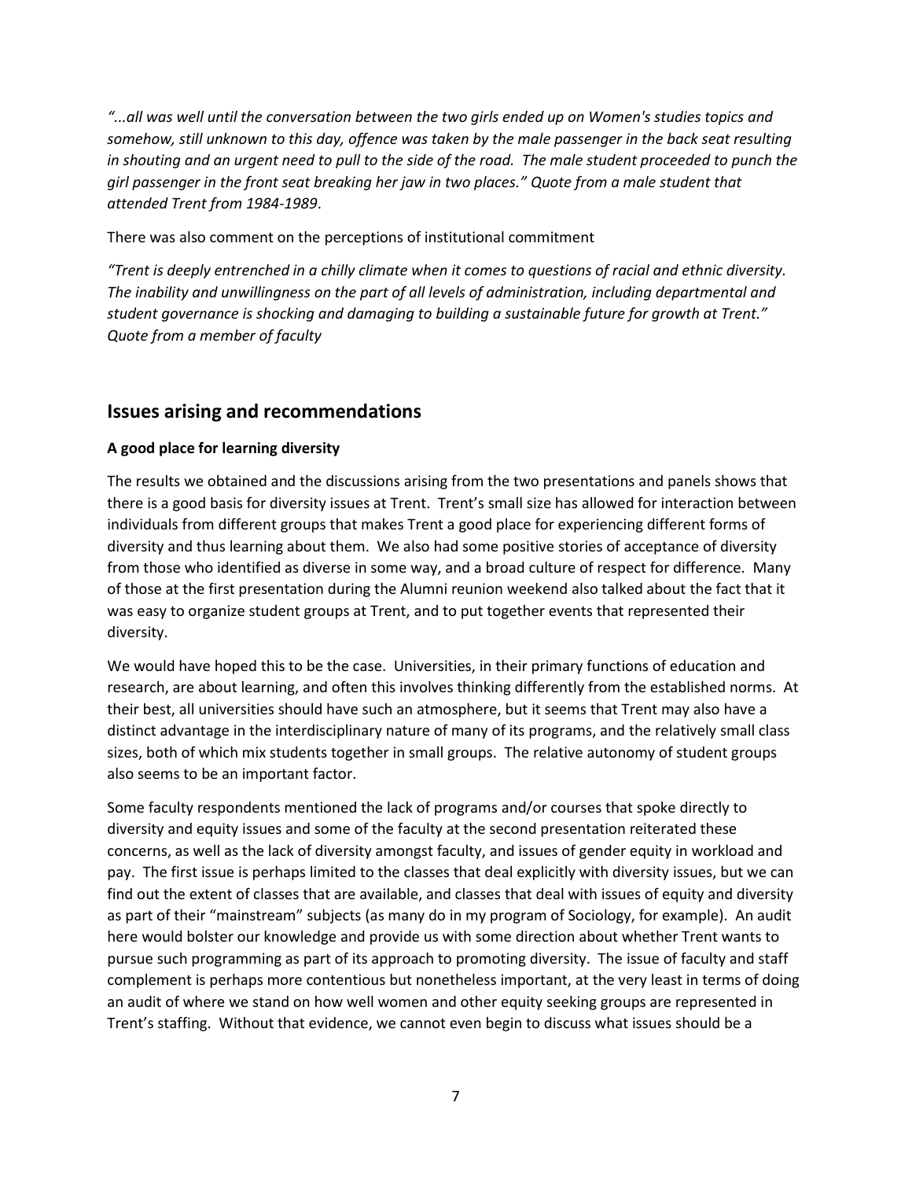*"...all was well until the conversation between the two girls ended up on Women's studies topics and somehow, still unknown to this day, offence was taken by the male passenger in the back seat resulting in shouting and an urgent need to pull to the side of the road. The male student proceeded to punch the girl passenger in the front seat breaking her jaw in two places." Quote from a male student that attended Trent from 1984-1989*.

There was also comment on the perceptions of institutional commitment

*"Trent is deeply entrenched in a chilly climate when it comes to questions of racial and ethnic diversity. The inability and unwillingness on the part of all levels of administration, including departmental and student governance is shocking and damaging to building a sustainable future for growth at Trent." Quote from a member of faculty*

## Issues arising and recommendations

**A good place for learning diversity**

The results we obtained and the discussions arising from the two presentations and panels shows that there is a good basis for diversity issues at Trent. Trent's small size has allowed for interaction between individuals from different groups that makes Trent a good place for experiencing different forms of diversity and thus learning about them. We also had some positive stories of acceptance of diversity from those who identified as diverse in some way, and a broad culture of respect for difference. Many of those at the first presentation during the Alumni reunion weekend also talked about the fact that it was easy to organize student groups at Trent, and to put together events that represented their diversity.

We would have hoped this to be the case. Universities, in their primary functions of education and research, are about learning, and often this involves thinking differently from the established norms. At their best, all universities should have such an atmosphere, but it seems that Trent may also have a distinct advantage in the interdisciplinary nature of many of its programs, and the relatively small class sizes, both of which mix students together in small groups. The relative autonomy of student groups also seems to be an important factor.

Some faculty respondents mentioned the lack of programs and/or courses that spoke directly to diversity and equity issues and some of the faculty at the second presentation reiterated these concerns, as well as the lack of diversity amongst faculty, and issues of gender equity in workload and pay. The first issue is perhaps limited to the classes that deal explicitly with diversity issues, but we can find out the extent of classes that are available, and classes that deal with issues of equity and diversity as part of their "mainstream" subjects (as many do in my program of Sociology, for example). An audit here would bolster our knowledge and provide us with some direction about whether Trent wants to pursue such programming as part of its approach to promoting diversity. The issue of faculty and staff complement is perhaps more contentious but nonetheless important, at the very least in terms of doing an audit of where we stand on how well women and other equity seeking groups are represented in Trent's staffing. Without that evidence, we cannot even begin to discuss what issues should be a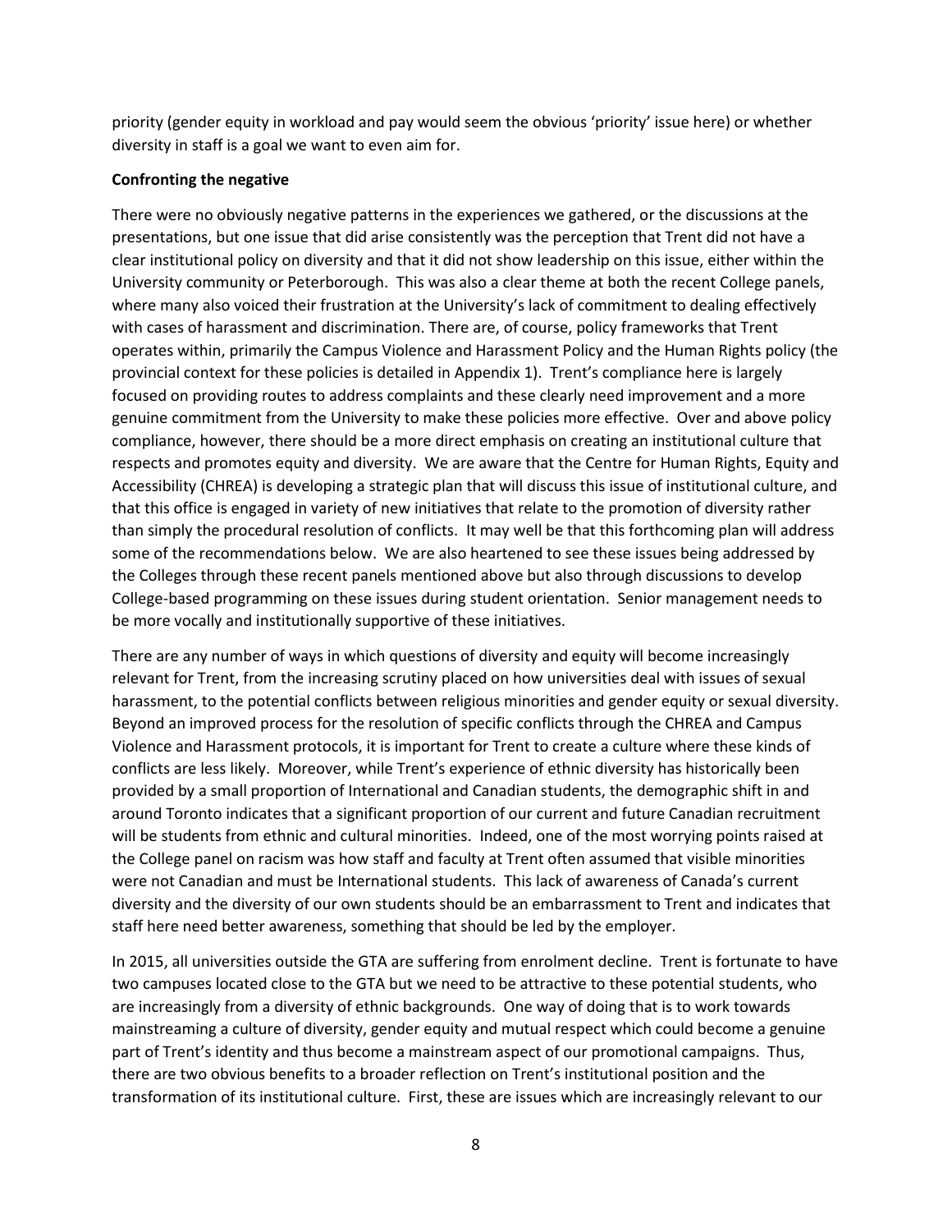priority (gender equity in workload and pay would seem the obvious 'priority' issue here) or whether diversity in staff is a goal we want to even aim for.

**Confronting the negative**

There were no obviously negative patterns in the experiences we gathered, or the discussions at the presentations, but one issue that did arise consistently was the perception that Trent did not have a clear institutional policy on diversity and that it did not show leadership on this issue, either within the University community or Peterborough. This was also a clear theme at both the recent College panels, where many also voiced their frustration at the University's lack of commitment to dealing effectively with cases of harassment and discrimination. There are, of course, policy frameworks that Trent operates within, primarily the Campus Violence and Harassment Policy and the Human Rights policy (the provincial context for these policies is detailed in Appendix 1). Trent's compliance here is largely focused on providing routes to address complaints and these clearly need improvement and a more genuine commitment from the University to make these policies more effective. Over and above policy compliance, however, there should be a more direct emphasis on creating an institutional culture that respects and promotes equity and diversity. We are aware that the Centre for Human Rights, Equity and Accessibility (CHREA) is developing a strategic plan that will discuss this issue of institutional culture, and that this office is engaged in variety of new initiatives that relate to the promotion of diversity rather than simply the procedural resolution of conflicts. It may well be that this forthcoming plan will address some of the recommendations below. We are also heartened to see these issues being addressed by the Colleges through these recent panels mentioned above but also through discussions to develop College-based programming on these issues during student orientation. Senior management needs to be more vocally and institutionally supportive of these initiatives.

There are any number of ways in which questions of diversity and equity will become increasingly relevant for Trent, from the increasing scrutiny placed on how universities deal with issues of sexual harassment, to the potential conflicts between religious minorities and gender equity or sexual diversity. Beyond an improved process for the resolution of specific conflicts through the CHREA and Campus Violence and Harassment protocols, it is important for Trent to create a culture where these kinds of conflicts are less likely. Moreover, while Trent's experience of ethnic diversity has historically been provided by a small proportion of International and Canadian students, the demographic shift in and around Toronto indicates that a significant proportion of our current and future Canadian recruitment will be students from ethnic and cultural minorities. Indeed, one of the most worrying points raised at the College panel on racism was how staff and faculty at Trent often assumed that visible minorities were not Canadian and must be International students. This lack of awareness of Canada's current diversity and the diversity of our own students should be an embarrassment to Trent and indicates that staff here need better awareness, something that should be led by the employer.

In 2015, all universities outside the GTA are suffering from enrolment decline. Trent is fortunate to have two campuses located close to the GTA but we need to be attractive to these potential students, who are increasingly from a diversity of ethnic backgrounds. One way of doing that is to work towards mainstreaming a culture of diversity, gender equity and mutual respect which could become a genuine part of Trent's identity and thus become a mainstream aspect of our promotional campaigns. Thus, there are two obvious benefits to a broader reflection on Trent's institutional position and the transformation of its institutional culture. First, these are issues which are increasingly relevant to our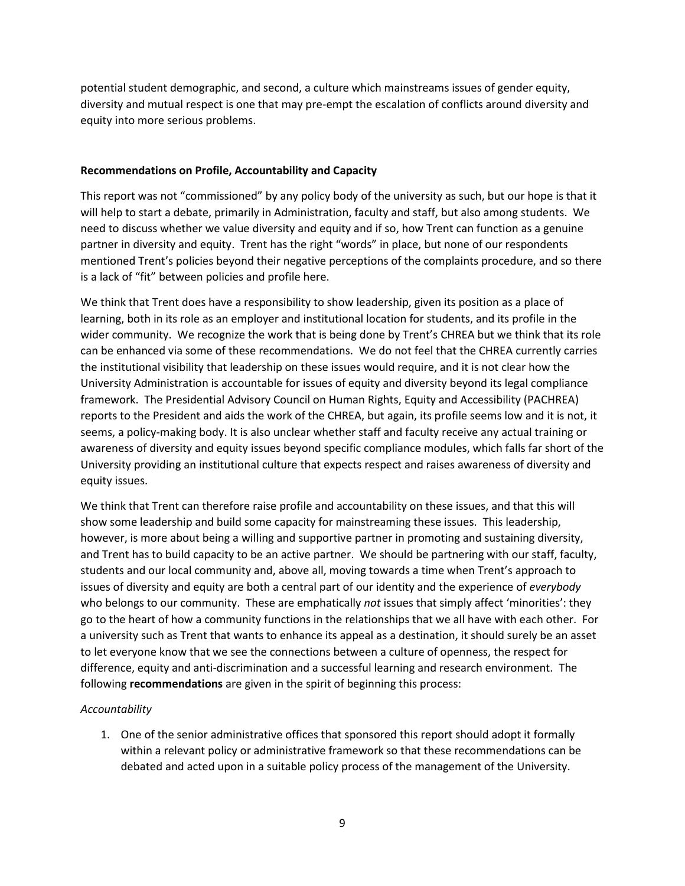potential student demographic, and second, a culture which mainstreams issues of gender equity, diversity and mutual respect is one that may pre-empt the escalation of conflicts around diversity and equity into more serious problems.

**Recommendations on Profile, Accountability and Capacity**

This report was not "commissioned" by any policy body of the university as such, but our hope is that it will help to start a debate, primarily in Administration, faculty and staff, but also among students. We need to discuss whether we value diversity and equity and if so, how Trent can function as a genuine partner in diversity and equity. Trent has the right "words" in place, but none of our respondents mentioned Trent's policies beyond their negative perceptions of the complaints procedure, and so there is a lack of "fit" between policies and profile here.

We think that Trent does have a responsibility to show leadership, given its position as a place of learning, both in its role as an employer and institutional location for students, and its profile in the wider community. We recognize the work that is being done by Trent's CHREA but we think that its role can be enhanced via some of these recommendations. We do not feel that the CHREA currently carries the institutional visibility that leadership on these issues would require, and it is not clear how the University Administration is accountable for issues of equity and diversity beyond its legal compliance framework. The Presidential Advisory Council on Human Rights, Equity and Accessibility (PACHREA) reports to the President and aids the work of the CHREA, but again, its profile seems low and it is not, it seems, a policy-making body. It is also unclear whether staff and faculty receive any actual training or awareness of diversity and equity issues beyond specific compliance modules, which falls far short of the University providing an institutional culture that expects respect and raises awareness of diversity and equity issues.

We think that Trent can therefore raise profile and accountability on these issues, and that this will show some leadership and build some capacity for mainstreaming these issues. This leadership, however, is more about being a willing and supportive partner in promoting and sustaining diversity, and Trent has to build capacity to be an active partner. We should be partnering with our staff, faculty, students and our local community and, above all, moving towards a time when Trent's approach to issues of diversity and equity are both a central part of our identity and the experience of *everybody* who belongs to our community. These are emphatically *not* issues that simply affect 'minorities': they go to the heart of how a community functions in the relationships that we all have with each other. For a university such as Trent that wants to enhance its appeal as a destination, it should surely be an asset to let everyone know that we see the connections between a culture of openness, the respect for difference, equity and anti-discrimination and a successful learning and research environment. The following **recommendations** are given in the spirit of beginning this process:

*Accountability*

1. One of the senior administrative offices that sponsored this report should adopt it formally within a relevant policy or administrative framework so that these recommendations can be debated and acted upon in a suitable policy process of the management of the University.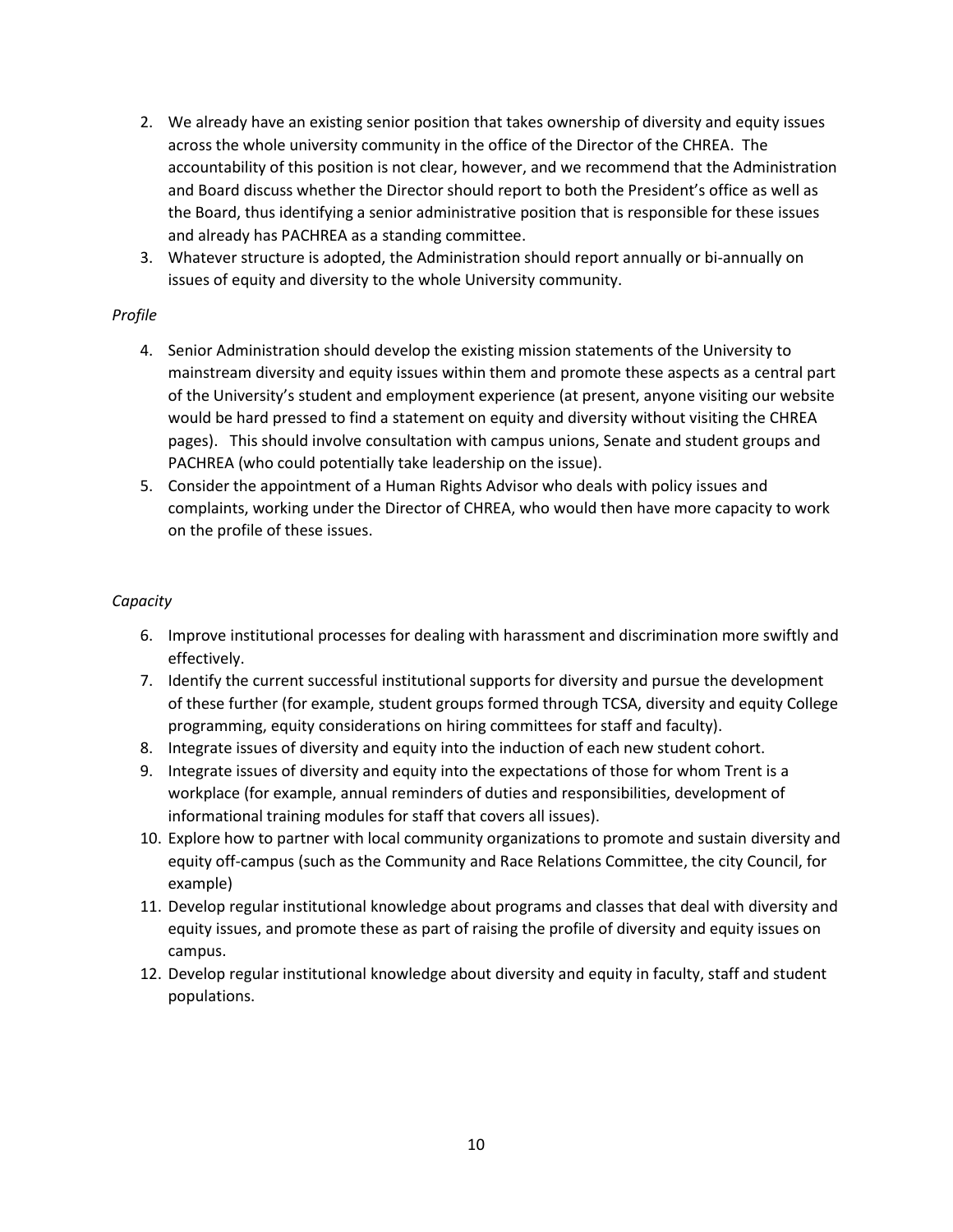2. We already have an existing senior position that takes ownership of diversity and equity issues across the whole university community in the office of the Director of the CHREA. The accountability of this position is not clear, however, and we recommend that the Administration and Board discuss whether the Director should report to both the President's office as well as the Board, thus identifying a senior administrative position that is responsible for these issues and already has PACHREA as a standing committee.
3. Whatever structure is adopted, the Administration should report annually or bi-annually on issues of equity and diversity to the whole University community.

*Profile*

4. Senior Administration should develop the existing mission statements of the University to mainstream diversity and equity issues within them and promote these aspects as a central part of the University's student and employment experience (at present, anyone visiting our website would be hard pressed to find a statement on equity and diversity without visiting the CHREA pages). This should involve consultation with campus unions, Senate and student groups and PACHREA (who could potentially take leadership on the issue).
5. Consider the appointment of a Human Rights Advisor who deals with policy issues and complaints, working under the Director of CHREA, who would then have more capacity to work on the profile of these issues.

*Capacity*

6. Improve institutional processes for dealing with harassment and discrimination more swiftly and effectively.
7. Identify the current successful institutional supports for diversity and pursue the development of these further (for example, student groups formed through TCSA, diversity and equity College programming, equity considerations on hiring committees for staff and faculty).
8. Integrate issues of diversity and equity into the induction of each new student cohort.
9. Integrate issues of diversity and equity into the expectations of those for whom Trent is a workplace (for example, annual reminders of duties and responsibilities, development of informational training modules for staff that covers all issues).
10. Explore how to partner with local community organizations to promote and sustain diversity and equity off-campus (such as the Community and Race Relations Committee, the city Council, for example)
11. Develop regular institutional knowledge about programs and classes that deal with diversity and equity issues, and promote these as part of raising the profile of diversity and equity issues on campus.
12. Develop regular institutional knowledge about diversity and equity in faculty, staff and student populations.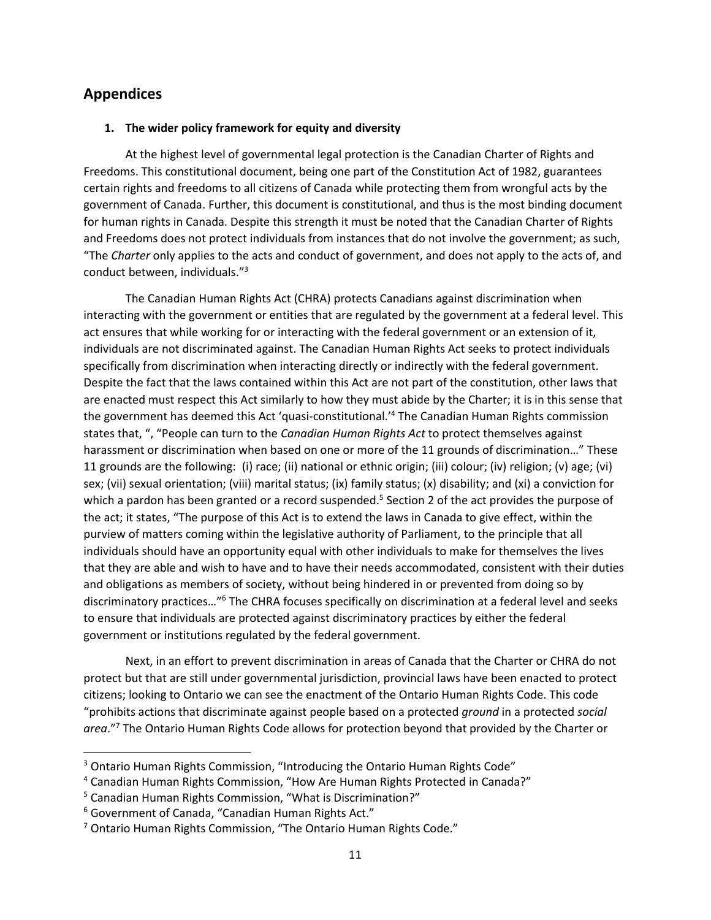## Appendices

### 1. The wider policy framework for equity and diversity

At the highest level of governmental legal protection is the Canadian Charter of Rights and Freedoms. This constitutional document, being one part of the Constitution Act of 1982, guarantees certain rights and freedoms to all citizens of Canada while protecting them from wrongful acts by the government of Canada. Further, this document is constitutional, and thus is the most binding document for human rights in Canada. Despite this strength it must be noted that the Canadian Charter of Rights and Freedoms does not protect individuals from instances that do not involve the government; as such, "The *Charter* only applies to the acts and conduct of government, and does not apply to the acts of, and conduct between, individuals."[3]

The Canadian Human Rights Act (CHRA) protects Canadians against discrimination when interacting with the government or entities that are regulated by the government at a federal level. This act ensures that while working for or interacting with the federal government or an extension of it, individuals are not discriminated against. The Canadian Human Rights Act seeks to protect individuals specifically from discrimination when interacting directly or indirectly with the federal government. Despite the fact that the laws contained within this Act are not part of the constitution, other laws that are enacted must respect this Act similarly to how they must abide by the Charter; it is in this sense that the government has deemed this Act 'quasi-constitutional.'[4] The Canadian Human Rights commission states that, ", "People can turn to the *Canadian Human Rights Act* to protect themselves against harassment or discrimination when based on one or more of the 11 grounds of discrimination…" These 11 grounds are the following: (i) race; (ii) national or ethnic origin; (iii) colour; (iv) religion; (v) age; (vi) sex; (vii) sexual orientation; (viii) marital status; (ix) family status; (x) disability; and (xi) a conviction for which a pardon has been granted or a record suspended.[5] Section 2 of the act provides the purpose of the act; it states, "The purpose of this Act is to extend the laws in Canada to give effect, within the purview of matters coming within the legislative authority of Parliament, to the principle that all individuals should have an opportunity equal with other individuals to make for themselves the lives that they are able and wish to have and to have their needs accommodated, consistent with their duties and obligations as members of society, without being hindered in or prevented from doing so by discriminatory practices…"[6] The CHRA focuses specifically on discrimination at a federal level and seeks to ensure that individuals are protected against discriminatory practices by either the federal government or institutions regulated by the federal government.

Next, in an effort to prevent discrimination in areas of Canada that the Charter or CHRA do not protect but that are still under governmental jurisdiction, provincial laws have been enacted to protect citizens; looking to Ontario we can see the enactment of the Ontario Human Rights Code. This code "prohibits actions that discriminate against people based on a protected *ground* in a protected *social area*."[7] The Ontario Human Rights Code allows for protection beyond that provided by the Charter or

---

[3] Ontario Human Rights Commission, "Introducing the Ontario Human Rights Code"

[4] Canadian Human Rights Commission, "How Are Human Rights Protected in Canada?"

[5] Canadian Human Rights Commission, "What is Discrimination?"

[6] Government of Canada, "Canadian Human Rights Act."

[7] Ontario Human Rights Commission, "The Ontario Human Rights Code."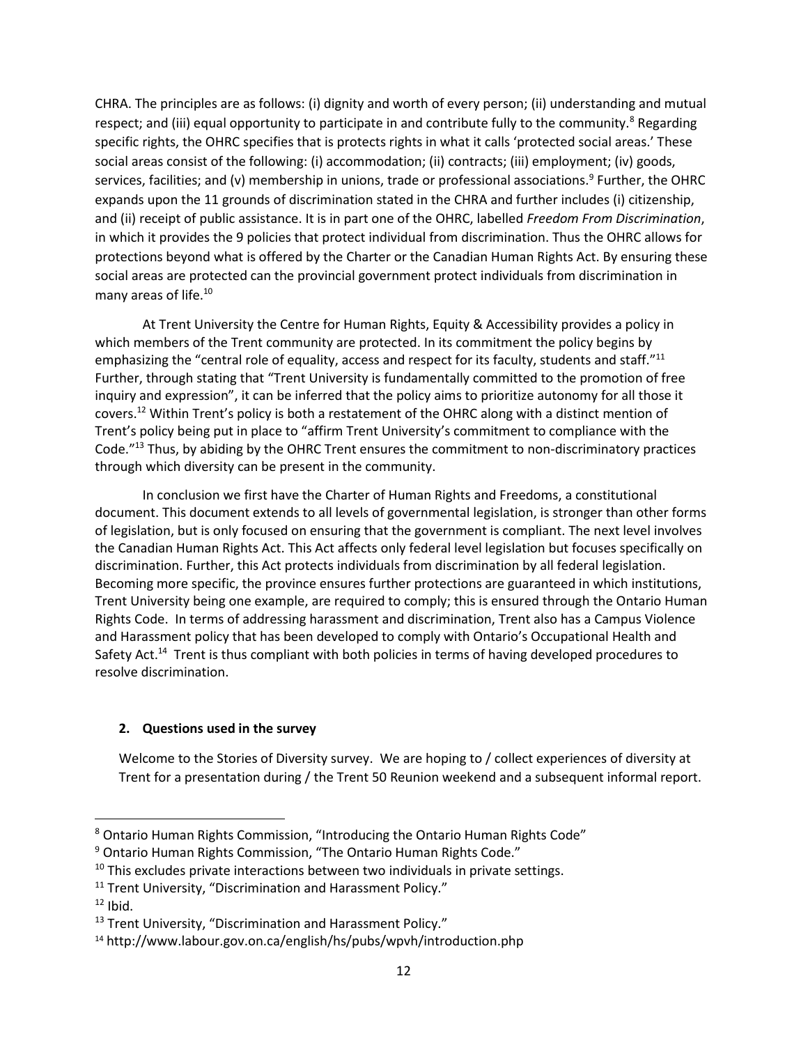CHRA. The principles are as follows: (i) dignity and worth of every person; (ii) understanding and mutual respect; and (iii) equal opportunity to participate in and contribute fully to the community.[8] Regarding specific rights, the OHRC specifies that is protects rights in what it calls 'protected social areas.' These social areas consist of the following: (i) accommodation; (ii) contracts; (iii) employment; (iv) goods, services, facilities; and (v) membership in unions, trade or professional associations.[9] Further, the OHRC expands upon the 11 grounds of discrimination stated in the CHRA and further includes (i) citizenship, and (ii) receipt of public assistance. It is in part one of the OHRC, labelled *Freedom From Discrimination*, in which it provides the 9 policies that protect individual from discrimination. Thus the OHRC allows for protections beyond what is offered by the Charter or the Canadian Human Rights Act. By ensuring these social areas are protected can the provincial government protect individuals from discrimination in many areas of life.[10]

At Trent University the Centre for Human Rights, Equity & Accessibility provides a policy in which members of the Trent community are protected. In its commitment the policy begins by emphasizing the "central role of equality, access and respect for its faculty, students and staff."[11] Further, through stating that "Trent University is fundamentally committed to the promotion of free inquiry and expression", it can be inferred that the policy aims to prioritize autonomy for all those it covers.[12] Within Trent's policy is both a restatement of the OHRC along with a distinct mention of Trent's policy being put in place to "affirm Trent University's commitment to compliance with the Code."[13] Thus, by abiding by the OHRC Trent ensures the commitment to non-discriminatory practices through which diversity can be present in the community.

In conclusion we first have the Charter of Human Rights and Freedoms, a constitutional document. This document extends to all levels of governmental legislation, is stronger than other forms of legislation, but is only focused on ensuring that the government is compliant. The next level involves the Canadian Human Rights Act. This Act affects only federal level legislation but focuses specifically on discrimination. Further, this Act protects individuals from discrimination by all federal legislation. Becoming more specific, the province ensures further protections are guaranteed in which institutions, Trent University being one example, are required to comply; this is ensured through the Ontario Human Rights Code. In terms of addressing harassment and discrimination, Trent also has a Campus Violence and Harassment policy that has been developed to comply with Ontario's Occupational Health and Safety Act.[14] Trent is thus compliant with both policies in terms of having developed procedures to resolve discrimination.

### 2. Questions used in the survey

Welcome to the Stories of Diversity survey. We are hoping to / collect experiences of diversity at Trent for a presentation during / the Trent 50 Reunion weekend and a subsequent informal report.

---

[8] Ontario Human Rights Commission, "Introducing the Ontario Human Rights Code"

[9] Ontario Human Rights Commission, "The Ontario Human Rights Code."

[10] This excludes private interactions between two individuals in private settings.

[11] Trent University, "Discrimination and Harassment Policy."

[12] Ibid.

[13] Trent University, "Discrimination and Harassment Policy."

[14] http://www.labour.gov.on.ca/english/hs/pubs/wpvh/introduction.php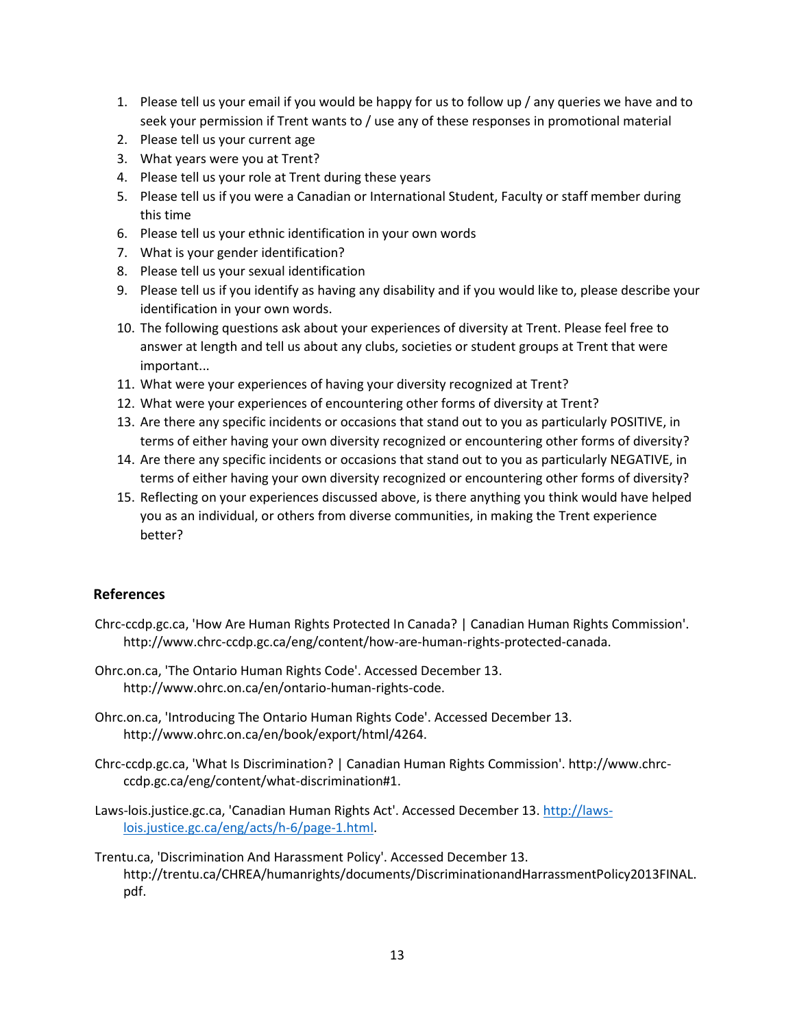1. Please tell us your email if you would be happy for us to follow up / any queries we have and to seek your permission if Trent wants to / use any of these responses in promotional material
2. Please tell us your current age
3. What years were you at Trent?
4. Please tell us your role at Trent during these years
5. Please tell us if you were a Canadian or International Student, Faculty or staff member during this time
6. Please tell us your ethnic identification in your own words
7. What is your gender identification?
8. Please tell us your sexual identification
9. Please tell us if you identify as having any disability and if you would like to, please describe your identification in your own words.
10. The following questions ask about your experiences of diversity at Trent. Please feel free to answer at length and tell us about any clubs, societies or student groups at Trent that were important...
11. What were your experiences of having your diversity recognized at Trent?
12. What were your experiences of encountering other forms of diversity at Trent?
13. Are there any specific incidents or occasions that stand out to you as particularly POSITIVE, in terms of either having your own diversity recognized or encountering other forms of diversity?
14. Are there any specific incidents or occasions that stand out to you as particularly NEGATIVE, in terms of either having your own diversity recognized or encountering other forms of diversity?
15. Reflecting on your experiences discussed above, is there anything you think would have helped you as an individual, or others from diverse communities, in making the Trent experience better?

## References

Chrc-ccdp.gc.ca, 'How Are Human Rights Protected In Canada? | Canadian Human Rights Commission'. http://www.chrc-ccdp.gc.ca/eng/content/how-are-human-rights-protected-canada.

Ohrc.on.ca, 'The Ontario Human Rights Code'. Accessed December 13. http://www.ohrc.on.ca/en/ontario-human-rights-code.

Ohrc.on.ca, 'Introducing The Ontario Human Rights Code'. Accessed December 13. http://www.ohrc.on.ca/en/book/export/html/4264.

Chrc-ccdp.gc.ca, 'What Is Discrimination? | Canadian Human Rights Commission'. http://www.chrc-ccdp.gc.ca/eng/content/what-discrimination#1.

Laws-lois.justice.gc.ca, 'Canadian Human Rights Act'. Accessed December 13. http://laws-lois.justice.gc.ca/eng/acts/h-6/page-1.html.

Trentu.ca, 'Discrimination And Harassment Policy'. Accessed December 13. http://trentu.ca/CHREA/humanrights/documents/DiscriminationandHarrassmentPolicy2013FINAL.pdf.